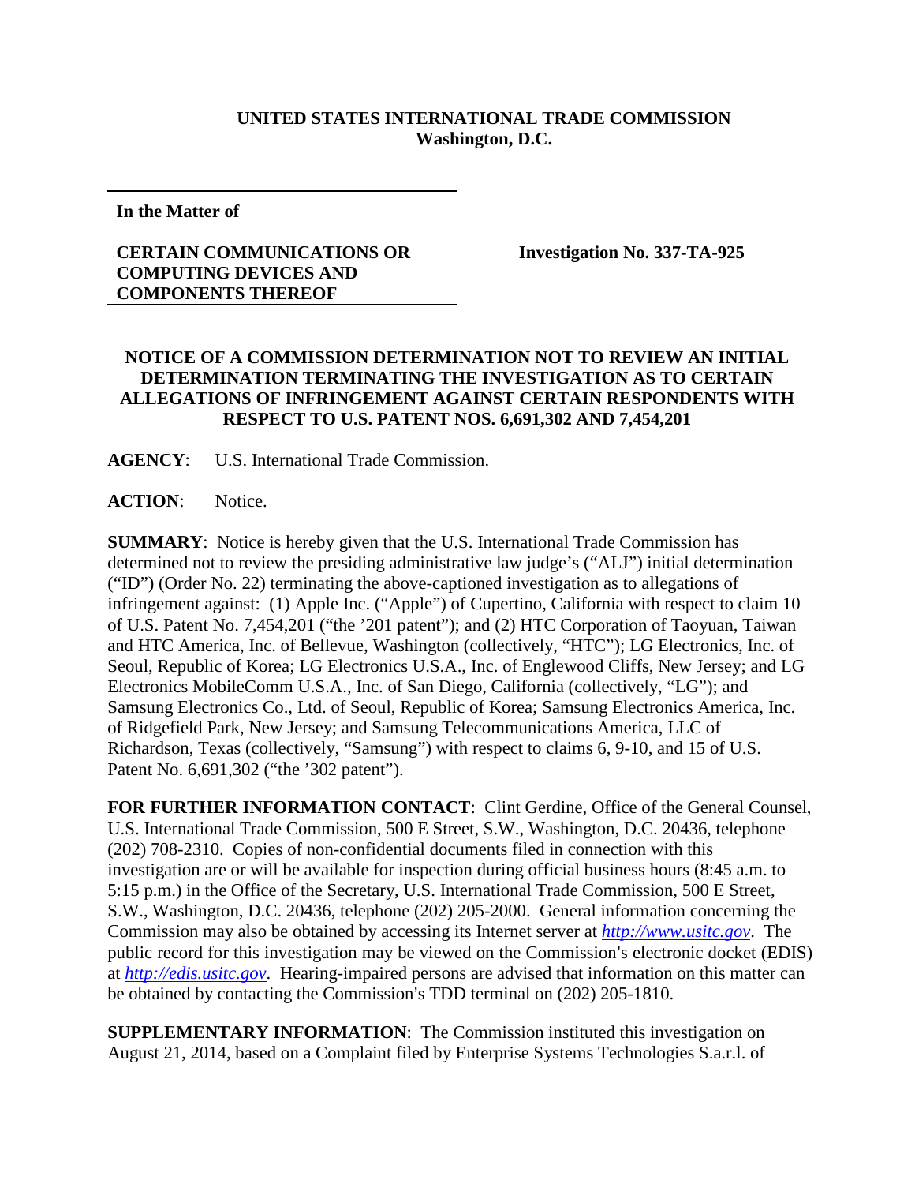**UNITED STATES INTERNATIONAL TRADE COMMISSION**
**Washington, D.C.**

**In the Matter of**

**CERTAIN COMMUNICATIONS OR COMPUTING DEVICES AND COMPONENTS THEREOF**

**Investigation No. 337-TA-925**

**NOTICE OF A COMMISSION DETERMINATION NOT TO REVIEW AN INITIAL DETERMINATION TERMINATING THE INVESTIGATION AS TO CERTAIN ALLEGATIONS OF INFRINGEMENT AGAINST CERTAIN RESPONDENTS WITH RESPECT TO U.S. PATENT NOS. 6,691,302 AND 7,454,201**

**AGENCY**: U.S. International Trade Commission.

**ACTION**: Notice.

**SUMMARY**: Notice is hereby given that the U.S. International Trade Commission has determined not to review the presiding administrative law judge's ("ALJ") initial determination ("ID") (Order No. 22) terminating the above-captioned investigation as to allegations of infringement against: (1) Apple Inc. ("Apple") of Cupertino, California with respect to claim 10 of U.S. Patent No. 7,454,201 ("the '201 patent"); and (2) HTC Corporation of Taoyuan, Taiwan and HTC America, Inc. of Bellevue, Washington (collectively, "HTC"); LG Electronics, Inc. of Seoul, Republic of Korea; LG Electronics U.S.A., Inc. of Englewood Cliffs, New Jersey; and LG Electronics MobileComm U.S.A., Inc. of San Diego, California (collectively, "LG"); and Samsung Electronics Co., Ltd. of Seoul, Republic of Korea; Samsung Electronics America, Inc. of Ridgefield Park, New Jersey; and Samsung Telecommunications America, LLC of Richardson, Texas (collectively, "Samsung") with respect to claims 6, 9-10, and 15 of U.S. Patent No. 6,691,302 ("the '302 patent").

**FOR FURTHER INFORMATION CONTACT**: Clint Gerdine, Office of the General Counsel, U.S. International Trade Commission, 500 E Street, S.W., Washington, D.C. 20436, telephone (202) 708-2310. Copies of non-confidential documents filed in connection with this investigation are or will be available for inspection during official business hours (8:45 a.m. to 5:15 p.m.) in the Office of the Secretary, U.S. International Trade Commission, 500 E Street, S.W., Washington, D.C. 20436, telephone (202) 205-2000. General information concerning the Commission may also be obtained by accessing its Internet server at *http://www.usitc.gov*. The public record for this investigation may be viewed on the Commission's electronic docket (EDIS) at *http://edis.usitc.gov*. Hearing-impaired persons are advised that information on this matter can be obtained by contacting the Commission's TDD terminal on (202) 205-1810.

**SUPPLEMENTARY INFORMATION**: The Commission instituted this investigation on August 21, 2014, based on a Complaint filed by Enterprise Systems Technologies S.a.r.l. of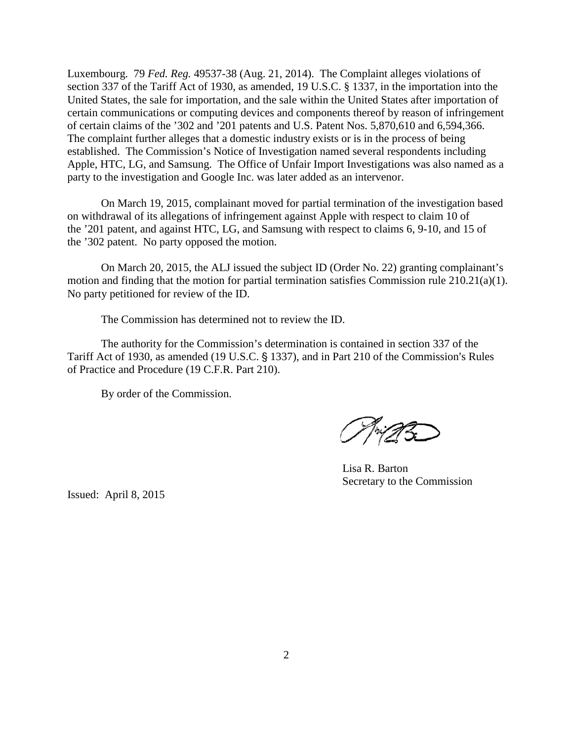Luxembourg. 79 *Fed. Reg.* 49537-38 (Aug. 21, 2014). The Complaint alleges violations of section 337 of the Tariff Act of 1930, as amended, 19 U.S.C. § 1337, in the importation into the United States, the sale for importation, and the sale within the United States after importation of certain communications or computing devices and components thereof by reason of infringement of certain claims of the ’302 and ’201 patents and U.S. Patent Nos. 5,870,610 and 6,594,366. The complaint further alleges that a domestic industry exists or is in the process of being established. The Commission’s Notice of Investigation named several respondents including Apple, HTC, LG, and Samsung. The Office of Unfair Import Investigations was also named as a party to the investigation and Google Inc. was later added as an intervenor.

On March 19, 2015, complainant moved for partial termination of the investigation based on withdrawal of its allegations of infringement against Apple with respect to claim 10 of the ’201 patent, and against HTC, LG, and Samsung with respect to claims 6, 9-10, and 15 of the ’302 patent. No party opposed the motion.

On March 20, 2015, the ALJ issued the subject ID (Order No. 22) granting complainant’s motion and finding that the motion for partial termination satisfies Commission rule 210.21(a)(1). No party petitioned for review of the ID.

The Commission has determined not to review the ID.

The authority for the Commission’s determination is contained in section 337 of the Tariff Act of 1930, as amended (19 U.S.C. § 1337), and in Part 210 of the Commission's Rules of Practice and Procedure (19 C.F.R. Part 210).

By order of the Commission.

Lisa R. Barton
Secretary to the Commission

Issued: April 8, 2015